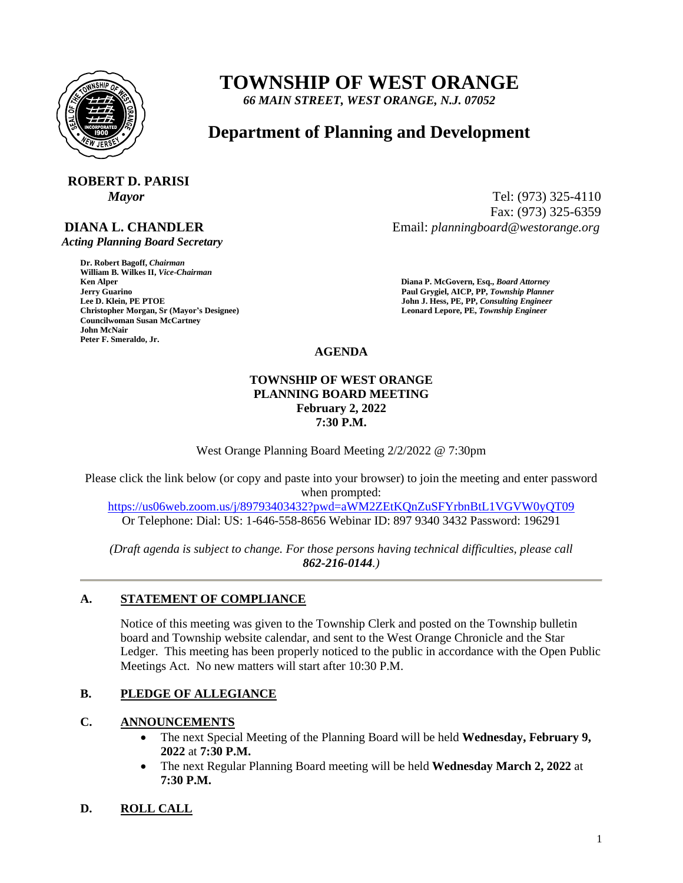# TOWNSHIP OF WEST ORANGE

*66 MAIN STREET, WEST ORANGE, N.J. 07052*

## Department of Planning and Development

**ROBERT D. PARISI**
*Mayor*

Tel: (973) 325-4110
Fax: (973) 325-6359
Email: *planningboard@westorange.org*

**DIANA L. CHANDLER**
*Acting Planning Board Secretary*

**Dr. Robert Bagoff,** ***Chairman***
**William B. Wilkes II,** ***Vice-Chairman***
**Ken Alper**
**Jerry Guarino**
**Lee D. Klein, PE PTOE**
**Christopher Morgan, Sr (Mayor's Designee)**
**Councilwoman Susan McCartney**
**John McNair**
**Peter F. Smeraldo, Jr.**

**Diana P. McGovern, Esq.,** ***Board Attorney***
**Paul Grygiel, AICP, PP,** ***Township Planner***
**John J. Hess, PE, PP,** ***Consulting Engineer***
**Leonard Lepore, PE,** ***Township Engineer***

**AGENDA**

**TOWNSHIP OF WEST ORANGE**
**PLANNING BOARD MEETING**
**February 2, 2022**
**7:30 P.M.**

West Orange Planning Board Meeting 2/2/2022 @ 7:30pm

Please click the link below (or copy and paste into your browser) to join the meeting and enter password when prompted:
https://us06web.zoom.us/j/89793403432?pwd=aWM2ZEtKQnZuSFYrbnBtL1VGVW0yQT09
Or Telephone: Dial: US: 1-646-558-8656 Webinar ID: 897 9340 3432 Password: 196291

*(Draft agenda is subject to change. For those persons having technical difficulties, please call* ***862-216-0144****.)*

---

### A. STATEMENT OF COMPLIANCE

Notice of this meeting was given to the Township Clerk and posted on the Township bulletin board and Township website calendar, and sent to the West Orange Chronicle and the Star Ledger. This meeting has been properly noticed to the public in accordance with the Open Public Meetings Act. No new matters will start after 10:30 P.M.

### B. PLEDGE OF ALLEGIANCE

### C. ANNOUNCEMENTS

- The next Special Meeting of the Planning Board will be held **Wednesday, February 9, 2022** at **7:30 P.M.**
- The next Regular Planning Board meeting will be held **Wednesday March 2, 2022** at **7:30 P.M.**

### D. ROLL CALL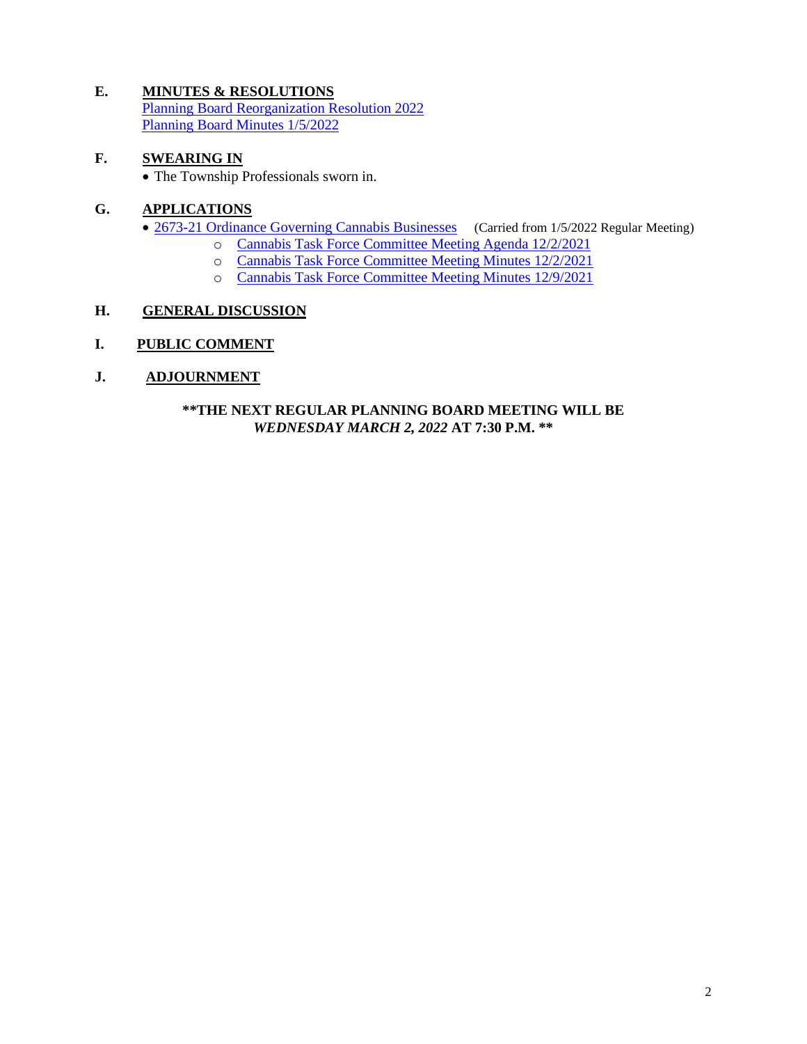**E. MINUTES & RESOLUTIONS**

Planning Board Reorganization Resolution 2022

Planning Board Minutes 1/5/2022

**F. SWEARING IN**

- The Township Professionals sworn in.

**G. APPLICATIONS**

- 2673-21 Ordinance Governing Cannabis Businesses (Carried from 1/5/2022 Regular Meeting)
  - Cannabis Task Force Committee Meeting Agenda 12/2/2021
  - Cannabis Task Force Committee Meeting Minutes 12/2/2021
  - Cannabis Task Force Committee Meeting Minutes 12/9/2021

**H. GENERAL DISCUSSION**

**I. PUBLIC COMMENT**

**J. ADJOURNMENT**

**\*\*THE NEXT REGULAR PLANNING BOARD MEETING WILL BE *WEDNESDAY MARCH 2, 2022* AT 7:30 P.M. \*\***